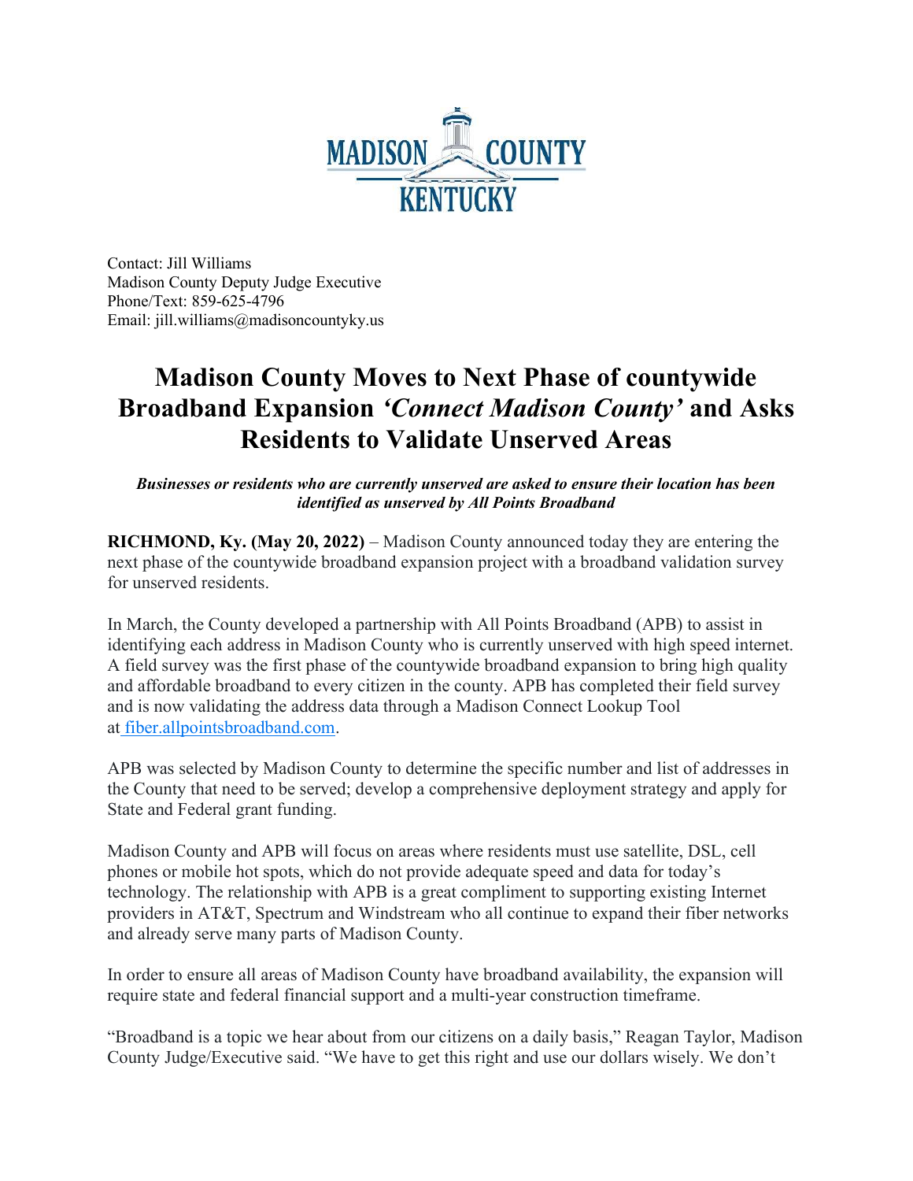Contact: Jill Williams
Madison County Deputy Judge Executive
Phone/Text: 859-625-4796
Email: jill.williams@madisoncountyky.us

# Madison County Moves to Next Phase of countywide Broadband Expansion *'Connect Madison County'* and Asks Residents to Validate Unserved Areas

***Businesses or residents who are currently unserved are asked to ensure their location has been identified as unserved by All Points Broadband***

**RICHMOND, Ky. (May 20, 2022)** – Madison County announced today they are entering the next phase of the countywide broadband expansion project with a broadband validation survey for unserved residents.

In March, the County developed a partnership with All Points Broadband (APB) to assist in identifying each address in Madison County who is currently unserved with high speed internet. A field survey was the first phase of the countywide broadband expansion to bring high quality and affordable broadband to every citizen in the county. APB has completed their field survey and is now validating the address data through a Madison Connect Lookup Tool at [fiber.allpointsbroadband.com](fiber.allpointsbroadband.com).

APB was selected by Madison County to determine the specific number and list of addresses in the County that need to be served; develop a comprehensive deployment strategy and apply for State and Federal grant funding.

Madison County and APB will focus on areas where residents must use satellite, DSL, cell phones or mobile hot spots, which do not provide adequate speed and data for today's technology. The relationship with APB is a great compliment to supporting existing Internet providers in AT&T, Spectrum and Windstream who all continue to expand their fiber networks and already serve many parts of Madison County.

In order to ensure all areas of Madison County have broadband availability, the expansion will require state and federal financial support and a multi-year construction timeframe.

"Broadband is a topic we hear about from our citizens on a daily basis," Reagan Taylor, Madison County Judge/Executive said. "We have to get this right and use our dollars wisely. We don't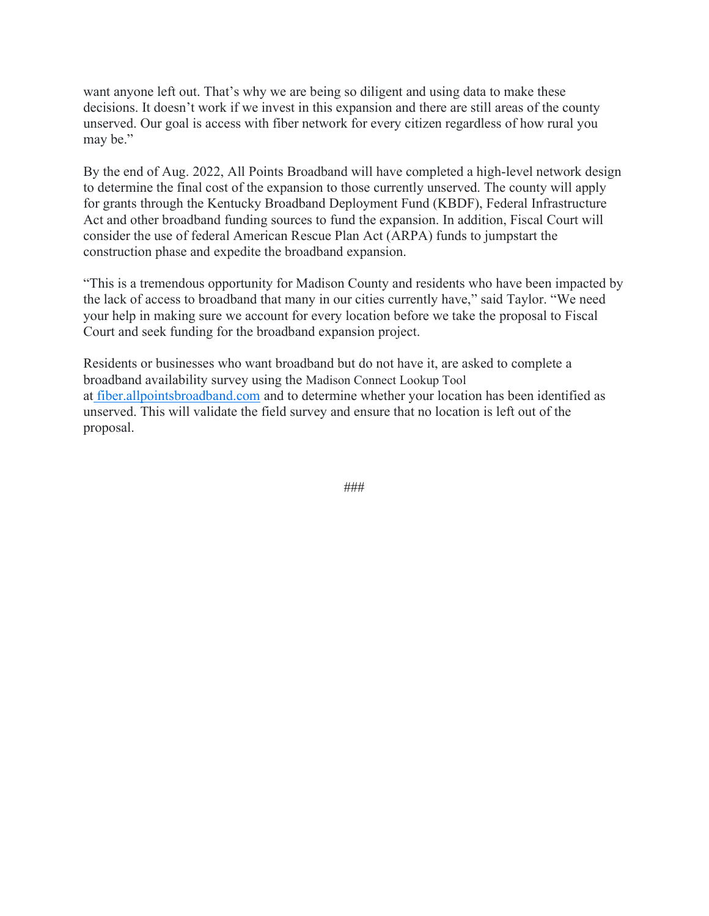want anyone left out. That's why we are being so diligent and using data to make these decisions. It doesn't work if we invest in this expansion and there are still areas of the county unserved. Our goal is access with fiber network for every citizen regardless of how rural you may be."

By the end of Aug. 2022, All Points Broadband will have completed a high-level network design to determine the final cost of the expansion to those currently unserved. The county will apply for grants through the Kentucky Broadband Deployment Fund (KBDF), Federal Infrastructure Act and other broadband funding sources to fund the expansion. In addition, Fiscal Court will consider the use of federal American Rescue Plan Act (ARPA) funds to jumpstart the construction phase and expedite the broadband expansion.

"This is a tremendous opportunity for Madison County and residents who have been impacted by the lack of access to broadband that many in our cities currently have," said Taylor. "We need your help in making sure we account for every location before we take the proposal to Fiscal Court and seek funding for the broadband expansion.

Residents or businesses who want broadband but do not have it, are asked to complete a broadband availability survey using the Madison Connect Lookup Tool at [fiber.allpointsbroadband.com](fiber.allpointsbroadband.com) and to determine whether your location has been identified as unserved. This will validate the field survey and ensure that no location is left out of the proposal.

###